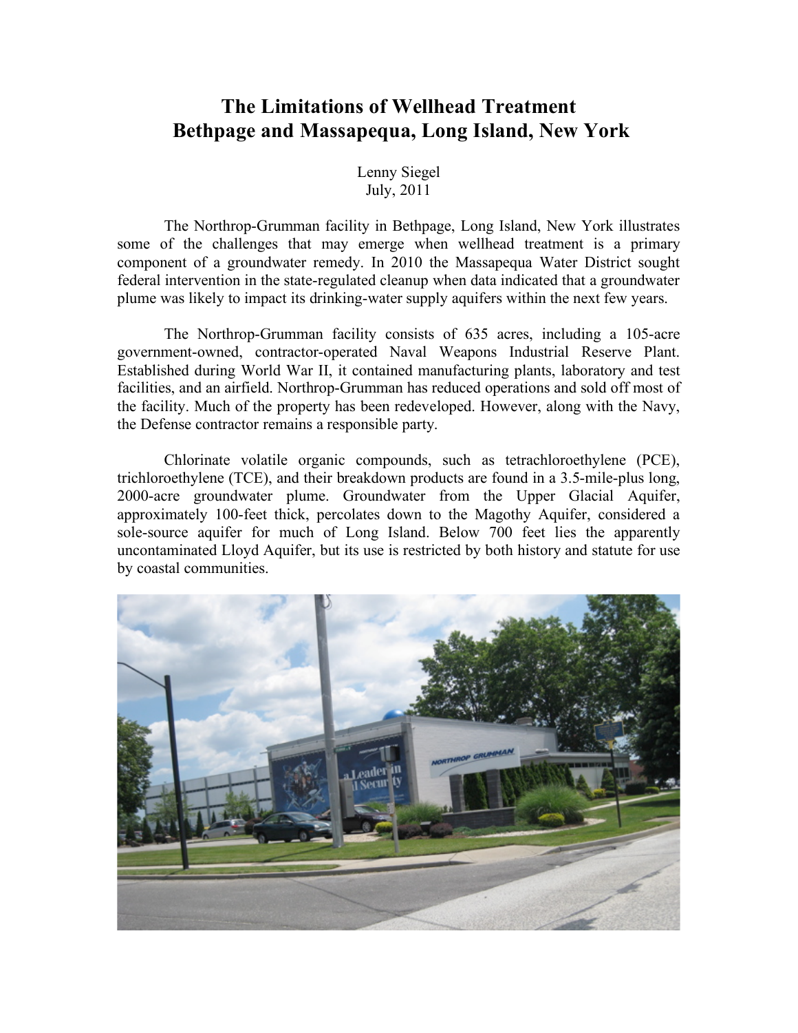# The Limitations of Wellhead Treatment
# Bethpage and Massapequa, Long Island, New York

Lenny Siegel
July, 2011

The Northrop-Grumman facility in Bethpage, Long Island, New York illustrates some of the challenges that may emerge when wellhead treatment is a primary component of a groundwater remedy. In 2010 the Massapequa Water District sought federal intervention in the state-regulated cleanup when data indicated that a groundwater plume was likely to impact its drinking-water supply aquifers within the next few years.

The Northrop-Grumman facility consists of 635 acres, including a 105-acre government-owned, contractor-operated Naval Weapons Industrial Reserve Plant. Established during World War II, it contained manufacturing plants, laboratory and test facilities, and an airfield. Northrop-Grumman has reduced operations and sold off most of the facility. Much of the property has been redeveloped. However, along with the Navy, the Defense contractor remains a responsible party.

Chlorinate volatile organic compounds, such as tetrachloroethylene (PCE), trichloroethylene (TCE), and their breakdown products are found in a 3.5-mile-plus long, 2000-acre groundwater plume. Groundwater from the Upper Glacial Aquifer, approximately 100-feet thick, percolates down to the Magothy Aquifer, considered a sole-source aquifer for much of Long Island. Below 700 feet lies the apparently uncontaminated Lloyd Aquifer, but its use is restricted by both history and statute for use by coastal communities.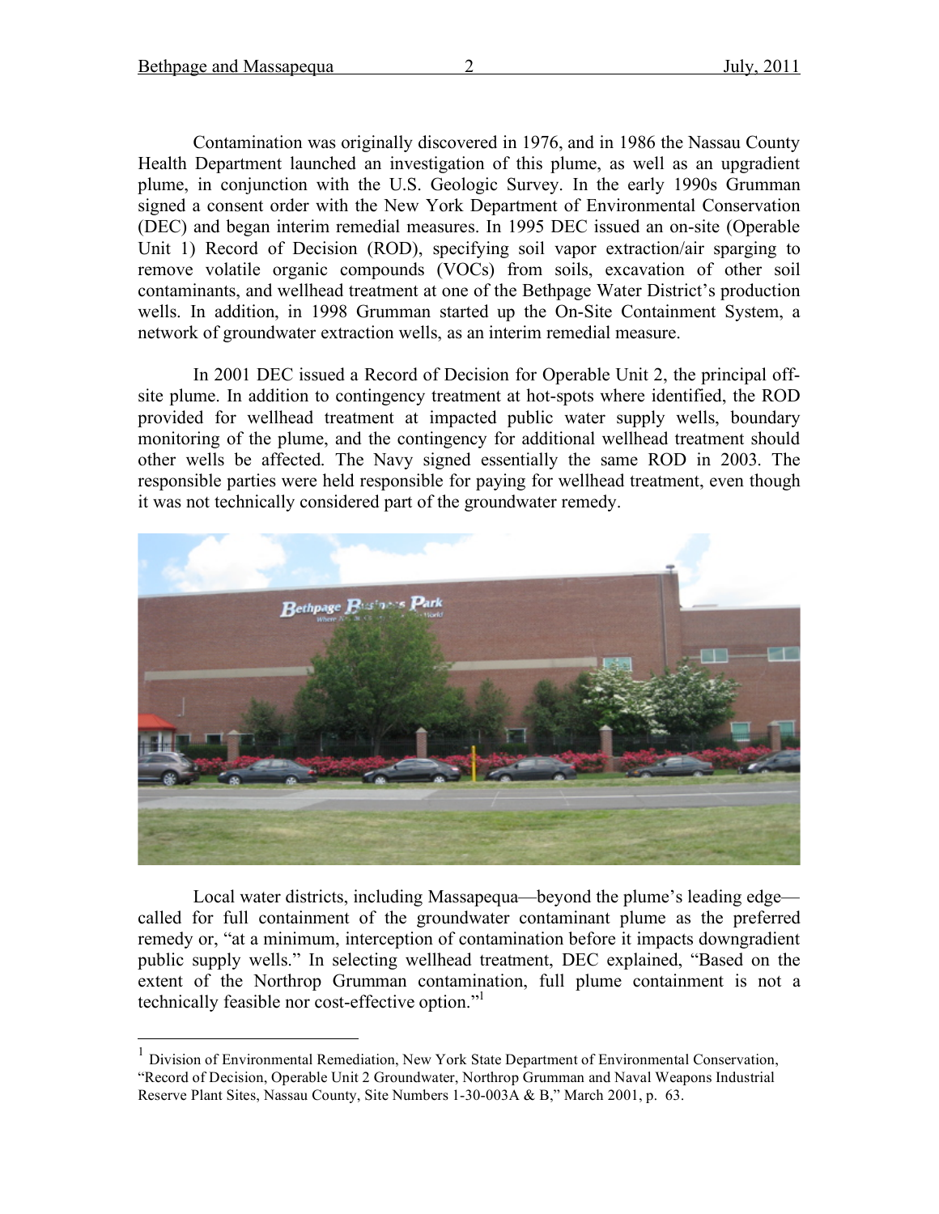Contamination was originally discovered in 1976, and in 1986 the Nassau County Health Department launched an investigation of this plume, as well as an upgradient plume, in conjunction with the U.S. Geologic Survey. In the early 1990s Grumman signed a consent order with the New York Department of Environmental Conservation (DEC) and began interim remedial measures. In 1995 DEC issued an on-site (Operable Unit 1) Record of Decision (ROD), specifying soil vapor extraction/air sparging to remove volatile organic compounds (VOCs) from soils, excavation of other soil contaminants, and wellhead treatment at one of the Bethpage Water District's production wells. In addition, in 1998 Grumman started up the On-Site Containment System, a network of groundwater extraction wells, as an interim remedial measure.

In 2001 DEC issued a Record of Decision for Operable Unit 2, the principal off-site plume. In addition to contingency treatment at hot-spots where identified, the ROD provided for wellhead treatment at impacted public water supply wells, boundary monitoring of the plume, and the contingency for additional wellhead treatment should other wells be affected. The Navy signed essentially the same ROD in 2003. The responsible parties were held responsible for paying for wellhead treatment, even though it was not technically considered part of the groundwater remedy.

Local water districts, including Massapequa—beyond the plume's leading edge—called for full containment of the groundwater contaminant plume as the preferred remedy or, "at a minimum, interception of contamination before it impacts downgradient public supply wells." In selecting wellhead treatment, DEC explained, "Based on the extent of the Northrop Grumman contamination, full plume containment is not a technically feasible nor cost-effective option."[1]

[1] Division of Environmental Remediation, New York State Department of Environmental Conservation, "Record of Decision, Operable Unit 2 Groundwater, Northrop Grumman and Naval Weapons Industrial Reserve Plant Sites, Nassau County, Site Numbers 1-30-003A & B," March 2001, p. 63.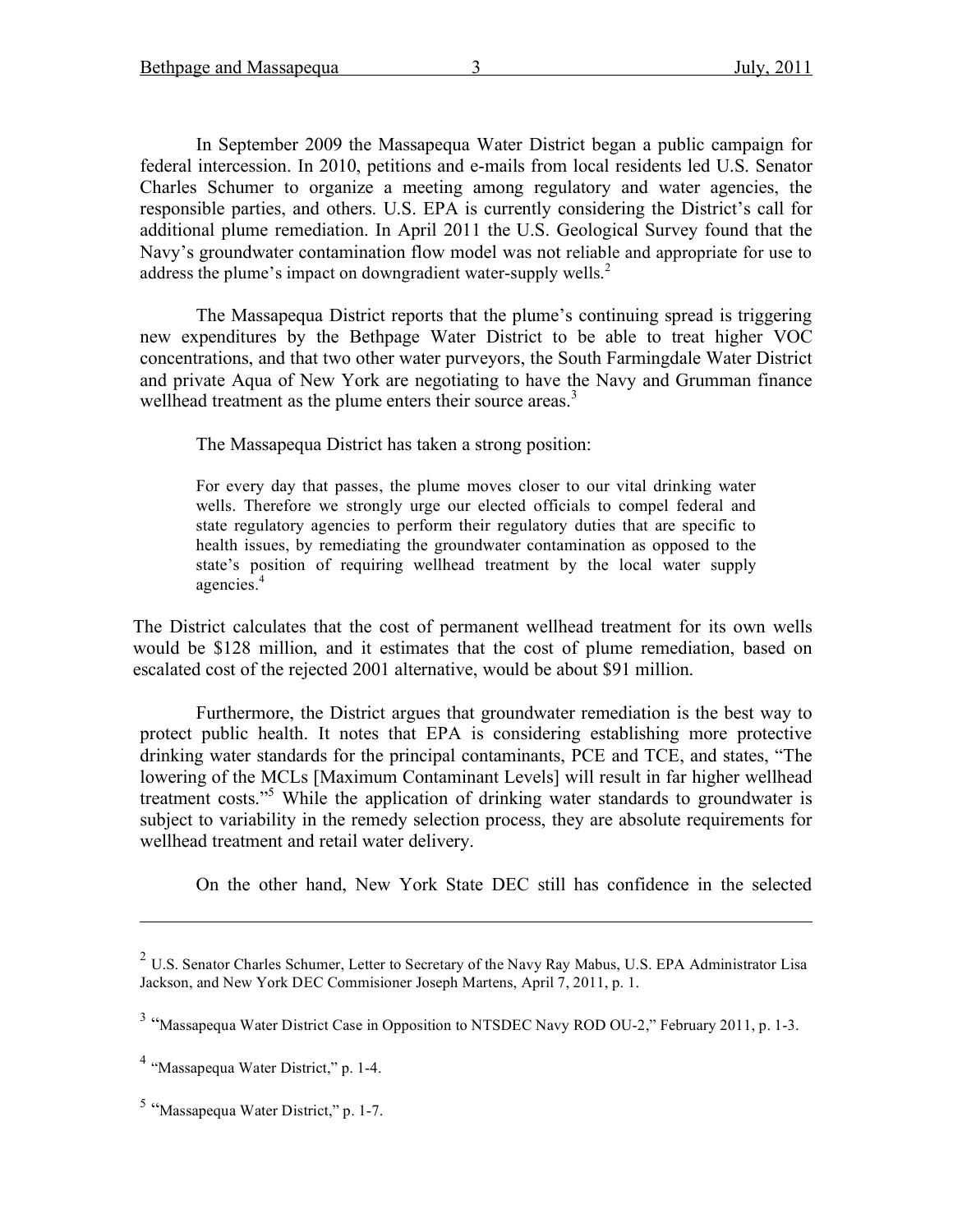In September 2009 the Massapequa Water District began a public campaign for federal intercession. In 2010, petitions and e-mails from local residents led U.S. Senator Charles Schumer to organize a meeting among regulatory and water agencies, the responsible parties, and others. U.S. EPA is currently considering the District's call for additional plume remediation. In April 2011 the U.S. Geological Survey found that the Navy's groundwater contamination flow model was not reliable and appropriate for use to address the plume's impact on downgradient water-supply wells.[2]

The Massapequa District reports that the plume's continuing spread is triggering new expenditures by the Bethpage Water District to be able to treat higher VOC concentrations, and that two other water purveyors, the South Farmingdale Water District and private Aqua of New York are negotiating to have the Navy and Grumman finance wellhead treatment as the plume enters their source areas.[3]

The Massapequa District has taken a strong position:

> For every day that passes, the plume moves closer to our vital drinking water wells. Therefore we strongly urge our elected officials to compel federal and state regulatory agencies to perform their regulatory duties that are specific to health issues, by remediating the groundwater contamination as opposed to the state's position of requiring wellhead treatment by the local water supply agencies.[4]

The District calculates that the cost of permanent wellhead treatment for its own wells would be $128 million, and it estimates that the cost of plume remediation, based on escalated cost of the rejected 2001 alternative, would be about $91 million.

Furthermore, the District argues that groundwater remediation is the best way to protect public health. It notes that EPA is considering establishing more protective drinking water standards for the principal contaminants, PCE and TCE, and states, "The lowering of the MCLs [Maximum Contaminant Levels] will result in far higher wellhead treatment costs."[5] While the application of drinking water standards to groundwater is subject to variability in the remedy selection process, they are absolute requirements for wellhead treatment and retail water delivery.

On the other hand, New York State DEC still has confidence in the selected

---

[2] U.S. Senator Charles Schumer, Letter to Secretary of the Navy Ray Mabus, U.S. EPA Administrator Lisa Jackson, and New York DEC Commisioner Joseph Martens, April 7, 2011, p. 1.

[3] "Massapequa Water District Case in Opposition to NTSDEC Navy ROD OU-2," February 2011, p. 1-3.

[4] "Massapequa Water District," p. 1-4.

[5] "Massapequa Water District," p. 1-7.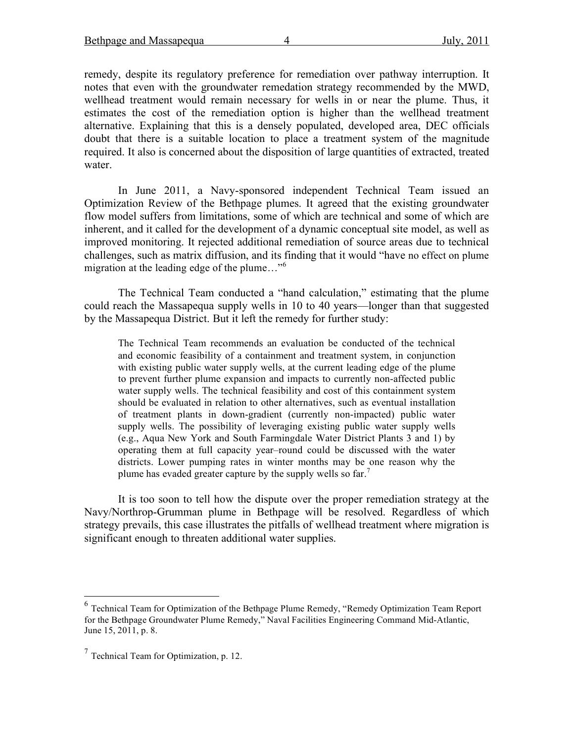remedy, despite its regulatory preference for remediation over pathway interruption. It notes that even with the groundwater remedation strategy recommended by the MWD, wellhead treatment would remain necessary for wells in or near the plume. Thus, it estimates the cost of the remediation option is higher than the wellhead treatment alternative. Explaining that this is a densely populated, developed area, DEC officials doubt that there is a suitable location to place a treatment system of the magnitude required. It also is concerned about the disposition of large quantities of extracted, treated water.

In June 2011, a Navy-sponsored independent Technical Team issued an Optimization Review of the Bethpage plumes. It agreed that the existing groundwater flow model suffers from limitations, some of which are technical and some of which are inherent, and it called for the development of a dynamic conceptual site model, as well as improved monitoring. It rejected additional remediation of source areas due to technical challenges, such as matrix diffusion, and its finding that it would "have no effect on plume migration at the leading edge of the plume…"[6]

The Technical Team conducted a "hand calculation," estimating that the plume could reach the Massapequa supply wells in 10 to 40 years—longer than that suggested by the Massapequa District. But it left the remedy for further study:

> The Technical Team recommends an evaluation be conducted of the technical and economic feasibility of a containment and treatment system, in conjunction with existing public water supply wells, at the current leading edge of the plume to prevent further plume expansion and impacts to currently non-affected public water supply wells. The technical feasibility and cost of this containment system should be evaluated in relation to other alternatives, such as eventual installation of treatment plants in down-gradient (currently non-impacted) public water supply wells. The possibility of leveraging existing public water supply wells (e.g., Aqua New York and South Farmingdale Water District Plants 3 and 1) by operating them at full capacity year–round could be discussed with the water districts. Lower pumping rates in winter months may be one reason why the plume has evaded greater capture by the supply wells so far.[7]

It is too soon to tell how the dispute over the proper remediation strategy at the Navy/Northrop-Grumman plume in Bethpage will be resolved. Regardless of which strategy prevails, this case illustrates the pitfalls of wellhead treatment where migration is significant enough to threaten additional water supplies.

---

[6] Technical Team for Optimization of the Bethpage Plume Remedy, "Remedy Optimization Team Report for the Bethpage Groundwater Plume Remedy," Naval Facilities Engineering Command Mid-Atlantic, June 15, 2011, p. 8.

[7] Technical Team for Optimization, p. 12.